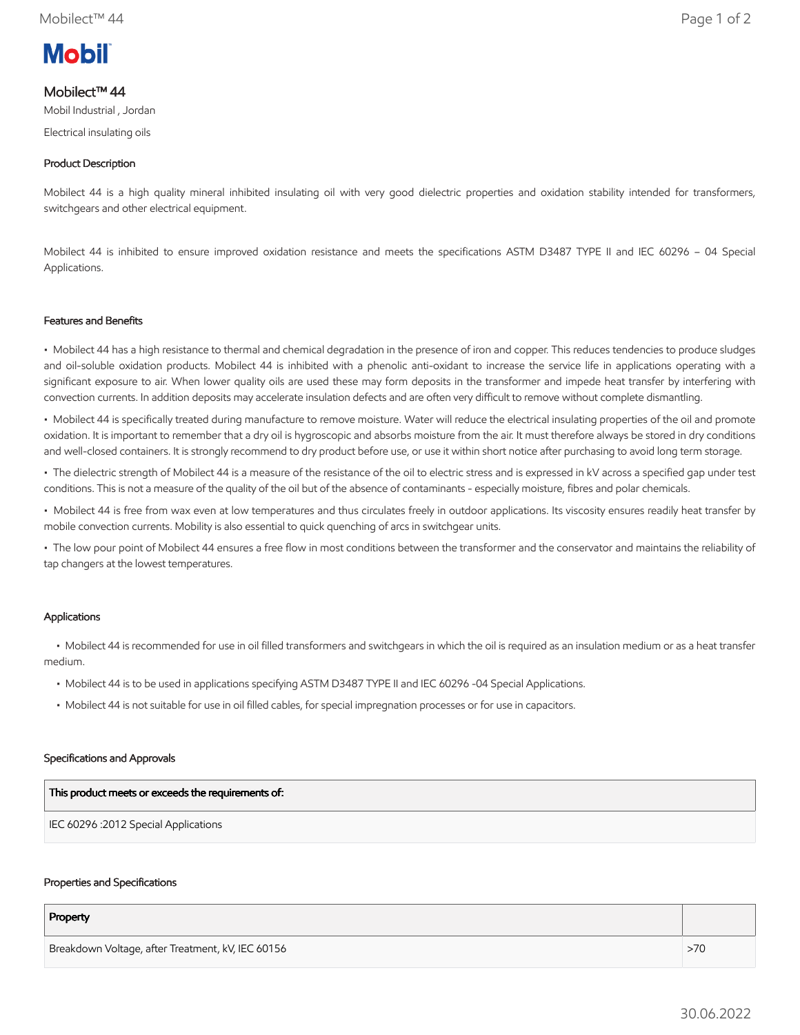# Mobilect™ 44

Mobil Industrial , Jordan

Electrical insulating oils

## Product Description

Mobilect 44 is a high quality mineral inhibited insulating oil with very good dielectric properties and oxidation stability intended for transformers, switchgears and other electrical equipment.

Mobilect 44 is inhibited to ensure improved oxidation resistance and meets the specifications ASTM D3487 TYPE II and IEC 60296 – 04 Special Applications.

## Features and Benefits

- Mobilect 44 has a high resistance to thermal and chemical degradation in the presence of iron and copper. This reduces tendencies to produce sludges and oil-soluble oxidation products. Mobilect 44 is inhibited with a phenolic anti-oxidant to increase the service life in applications operating with a significant exposure to air. When lower quality oils are used these may form deposits in the transformer and impede heat transfer by interfering with convection currents. In addition deposits may accelerate insulation defects and are often very difficult to remove without complete dismantling.
- Mobilect 44 is specifically treated during manufacture to remove moisture. Water will reduce the electrical insulating properties of the oil and promote oxidation. It is important to remember that a dry oil is hygroscopic and absorbs moisture from the air. It must therefore always be stored in dry conditions and well-closed containers. It is strongly recommend to dry product before use, or use it within short notice after purchasing to avoid long term storage.
- The dielectric strength of Mobilect 44 is a measure of the resistance of the oil to electric stress and is expressed in kV across a specified gap under test conditions. This is not a measure of the quality of the oil but of the absence of contaminants - especially moisture, fibres and polar chemicals.
- Mobilect 44 is free from wax even at low temperatures and thus circulates freely in outdoor applications. Its viscosity ensures readily heat transfer by mobile convection currents. Mobility is also essential to quick quenching of arcs in switchgear units.
- The low pour point of Mobilect 44 ensures a free flow in most conditions between the transformer and the conservator and maintains the reliability of tap changers at the lowest temperatures.

## Applications

- Mobilect 44 is recommended for use in oil filled transformers and switchgears in which the oil is required as an insulation medium or as a heat transfer medium.
- Mobilect 44 is to be used in applications specifying ASTM D3487 TYPE II and IEC 60296 -04 Special Applications.
- Mobilect 44 is not suitable for use in oil filled cables, for special impregnation processes or for use in capacitors.

## Specifications and Approvals

| This product meets or exceeds the requirements of: |
| --- |
| IEC 60296 :2012 Special Applications |

## Properties and Specifications

| Property | |
| --- | --- |
| Breakdown Voltage, after Treatment, kV, IEC 60156 | >70 |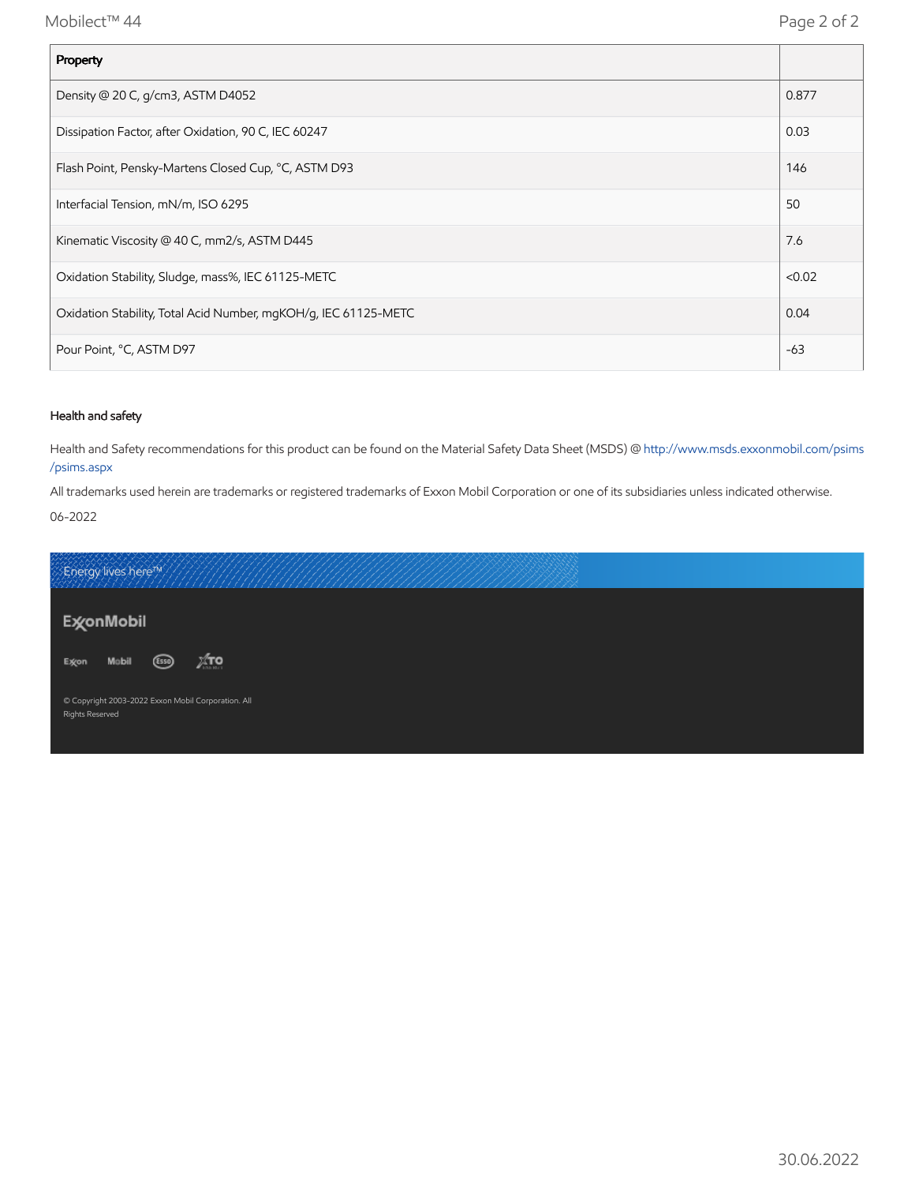| Property | |
|---|---|
| Density @ 20 C, g/cm3, ASTM D4052 | 0.877 |
| Dissipation Factor, after Oxidation, 90 C, IEC 60247 | 0.03 |
| Flash Point, Pensky-Martens Closed Cup, °C, ASTM D93 | 146 |
| Interfacial Tension, mN/m, ISO 6295 | 50 |
| Kinematic Viscosity @ 40 C, mm2/s, ASTM D445 | 7.6 |
| Oxidation Stability, Sludge, mass%, IEC 61125-METC | <0.02 |
| Oxidation Stability, Total Acid Number, mgKOH/g, IEC 61125-METC | 0.04 |
| Pour Point, °C, ASTM D97 | -63 |

### Health and safety

Health and Safety recommendations for this product can be found on the Material Safety Data Sheet (MSDS) @ http://www.msds.exxonmobil.com/psims/psims.aspx

All trademarks used herein are trademarks or registered trademarks of Exxon Mobil Corporation or one of its subsidiaries unless indicated otherwise.

06-2022

Energy lives here™

ExxonMobil

Exxon Mobil Esso XTO

© Copyright 2003-2022 Exxon Mobil Corporation. All Rights Reserved